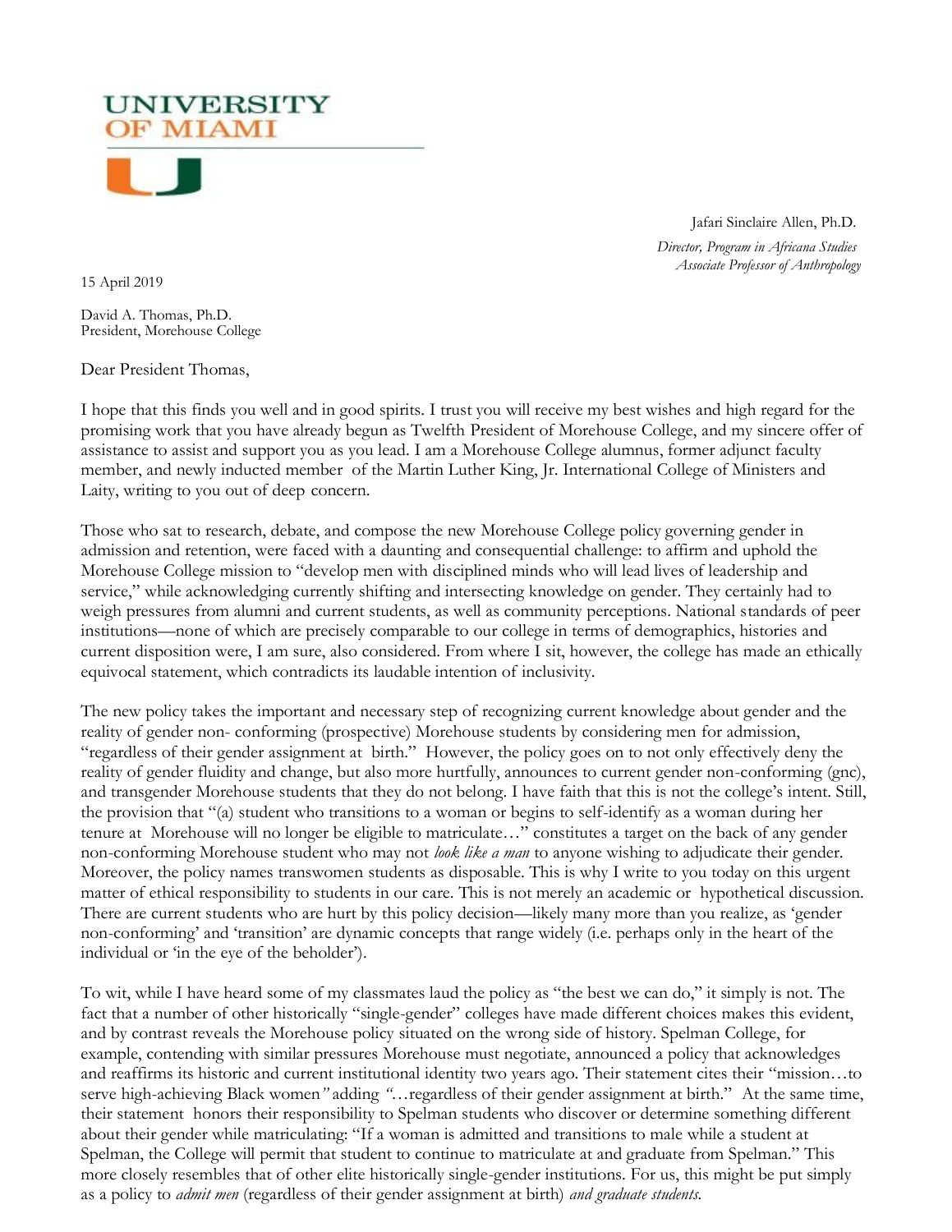UNIVERSITY OF MIAMI

Jafari Sinclaire Allen, Ph.D.
*Director, Program in Africana Studies*
*Associate Professor of Anthropology*

15 April 2019

David A. Thomas, Ph.D.
President, Morehouse College

Dear President Thomas,

I hope that this finds you well and in good spirits. I trust you will receive my best wishes and high regard for the promising work that you have already begun as Twelfth President of Morehouse College, and my sincere offer of assistance to assist and support you as you lead. I am a Morehouse College alumnus, former adjunct faculty member, and newly inducted member of the Martin Luther King, Jr. International College of Ministers and Laity, writing to you out of deep concern.

Those who sat to research, debate, and compose the new Morehouse College policy governing gender in admission and retention, were faced with a daunting and consequential challenge: to affirm and uphold the Morehouse College mission to "develop men with disciplined minds who will lead lives of leadership and service," while acknowledging currently shifting and intersecting knowledge on gender. They certainly had to weigh pressures from alumni and current students, as well as community perceptions. National standards of peer institutions—none of which are precisely comparable to our college in terms of demographics, histories and current disposition were, I am sure, also considered. From where I sit, however, the college has made an ethically equivocal statement, which contradicts its laudable intention of inclusivity.

The new policy takes the important and necessary step of recognizing current knowledge about gender and the reality of gender non- conforming (prospective) Morehouse students by considering men for admission, "regardless of their gender assignment at birth." However, the policy goes on to not only effectively deny the reality of gender fluidity and change, but also more hurtfully, announces to current gender non-conforming (gnc), and transgender Morehouse students that they do not belong. I have faith that this is not the college's intent. Still, the provision that "(a) student who transitions to a woman or begins to self-identify as a woman during her tenure at Morehouse will no longer be eligible to matriculate…" constitutes a target on the back of any gender non-conforming Morehouse student who may not *look like a man* to anyone wishing to adjudicate their gender. Moreover, the policy names transwomen students as disposable. This is why I write to you today on this urgent matter of ethical responsibility to students in our care. This is not merely an academic or hypothetical discussion. There are current students who are hurt by this policy decision—likely many more than you realize, as 'gender non-conforming' and 'transition' are dynamic concepts that range widely (i.e. perhaps only in the heart of the individual or 'in the eye of the beholder').

To wit, while I have heard some of my classmates laud the policy as "the best we can do," it simply is not. The fact that a number of other historically "single-gender" colleges have made different choices makes this evident, and by contrast reveals the Morehouse policy situated on the wrong side of history. Spelman College, for example, contending with similar pressures Morehouse must negotiate, announced a policy that acknowledges and reaffirms its historic and current institutional identity two years ago. Their statement cites their "mission…to serve high-achieving Black women" adding "…regardless of their gender assignment at birth." At the same time, their statement honors their responsibility to Spelman students who discover or determine something different about their gender while matriculating: "If a woman is admitted and transitions to male while a student at Spelman, the College will permit that student to continue to matriculate at and graduate from Spelman." This more closely resembles that of other elite historically single-gender institutions. For us, this might be put simply as a policy to *admit men* (regardless of their gender assignment at birth) *and graduate students.*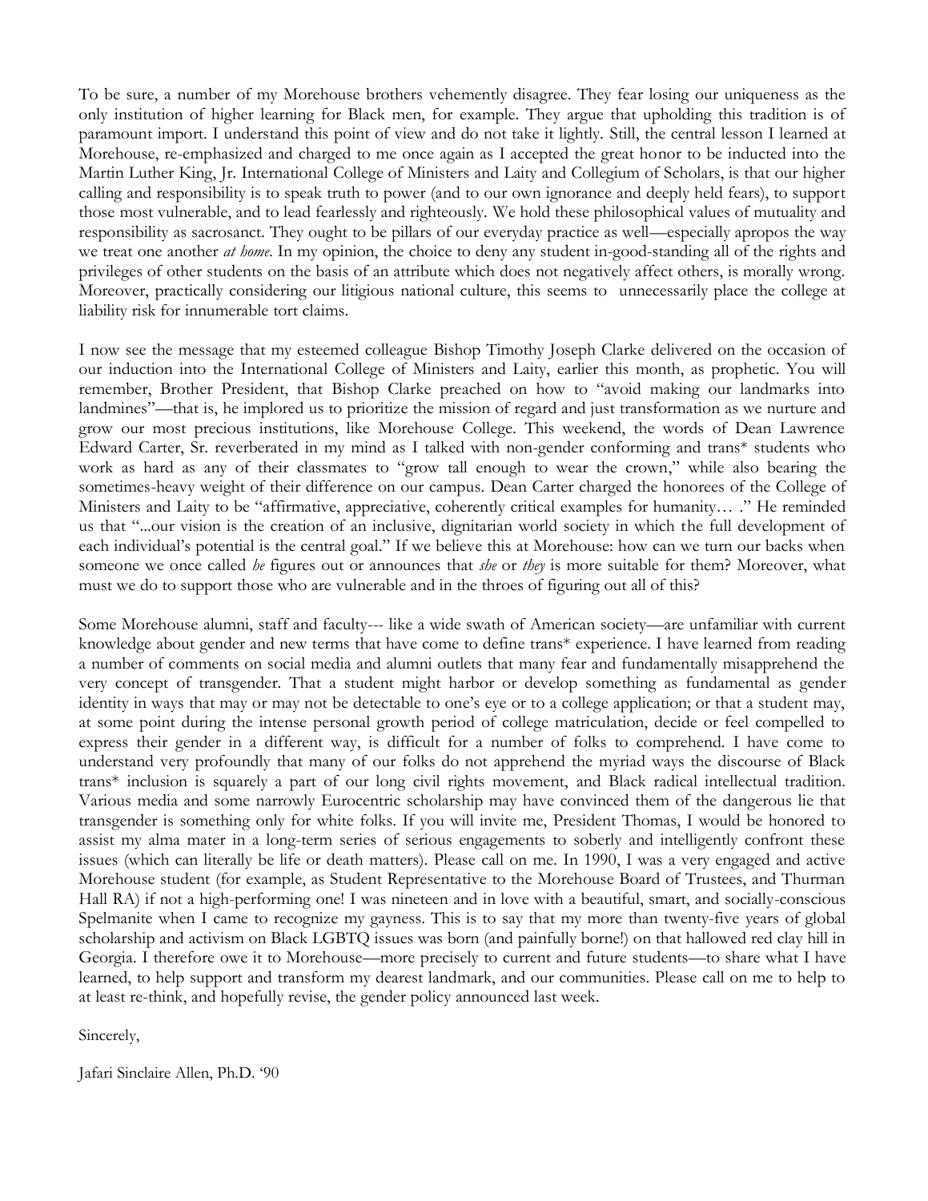To be sure, a number of my Morehouse brothers vehemently disagree. They fear losing our uniqueness as the only institution of higher learning for Black men, for example. They argue that upholding this tradition is of paramount import. I understand this point of view and do not take it lightly. Still, the central lesson I learned at Morehouse, re-emphasized and charged to me once again as I accepted the great honor to be inducted into the Martin Luther King, Jr. International College of Ministers and Laity and Collegium of Scholars, is that our higher calling and responsibility is to speak truth to power (and to our own ignorance and deeply held fears), to support those most vulnerable, and to lead fearlessly and righteously. We hold these philosophical values of mutuality and responsibility as sacrosanct. They ought to be pillars of our everyday practice as well—especially apropos the way we treat one another *at home*. In my opinion, the choice to deny any student in-good-standing all of the rights and privileges of other students on the basis of an attribute which does not negatively affect others, is morally wrong. Moreover, practically considering our litigious national culture, this seems to unnecessarily place the college at liability risk for innumerable tort claims.

I now see the message that my esteemed colleague Bishop Timothy Joseph Clarke delivered on the occasion of our induction into the International College of Ministers and Laity, earlier this month, as prophetic. You will remember, Brother President, that Bishop Clarke preached on how to "avoid making our landmarks into landmines"—that is, he implored us to prioritize the mission of regard and just transformation as we nurture and grow our most precious institutions, like Morehouse College. This weekend, the words of Dean Lawrence Edward Carter, Sr. reverberated in my mind as I talked with non-gender conforming and trans* students who work as hard as any of their classmates to "grow tall enough to wear the crown," while also bearing the sometimes-heavy weight of their difference on our campus. Dean Carter charged the honorees of the College of Ministers and Laity to be "affirmative, appreciative, coherently critical examples for humanity… ." He reminded us that "...our vision is the creation of an inclusive, dignitarian world society in which the full development of each individual's potential is the central goal." If we believe this at Morehouse: how can we turn our backs when someone we once called *he* figures out or announces that *she* or *they* is more suitable for them? Moreover, what must we do to support those who are vulnerable and in the throes of figuring out all of this?

Some Morehouse alumni, staff and faculty--- like a wide swath of American society—are unfamiliar with current knowledge about gender and new terms that have come to define trans* experience. I have learned from reading a number of comments on social media and alumni outlets that many fear and fundamentally misapprehend the very concept of transgender. That a student might harbor or develop something as fundamental as gender identity in ways that may or may not be detectable to one's eye or to a college application; or that a student may, at some point during the intense personal growth period of college matriculation, decide or feel compelled to express their gender in a different way, is difficult for a number of folks to comprehend. I have come to understand very profoundly that many of our folks do not apprehend the myriad ways the discourse of Black trans* inclusion is squarely a part of our long civil rights movement, and Black radical intellectual tradition. Various media and some narrowly Eurocentric scholarship may have convinced them of the dangerous lie that transgender is something only for white folks. If you will invite me, President Thomas, I would be honored to assist my alma mater in a long-term series of serious engagements to soberly and intelligently confront these issues (which can literally be life or death matters). Please call on me. In 1990, I was a very engaged and active Morehouse student (for example, as Student Representative to the Morehouse Board of Trustees, and Thurman Hall RA) if not a high-performing one! I was nineteen and in love with a beautiful, smart, and socially-conscious Spelmanite when I came to recognize my gayness. This is to say that my more than twenty-five years of global scholarship and activism on Black LGBTQ issues was born (and painfully borne!) on that hallowed red clay hill in Georgia. I therefore owe it to Morehouse—more precisely to current and future students—to share what I have learned, to help support and transform my dearest landmark, and our communities. Please call on me to help to at least re-think, and hopefully revise, the gender policy announced last week.

Sincerely,

Jafari Sinclaire Allen, Ph.D. '90